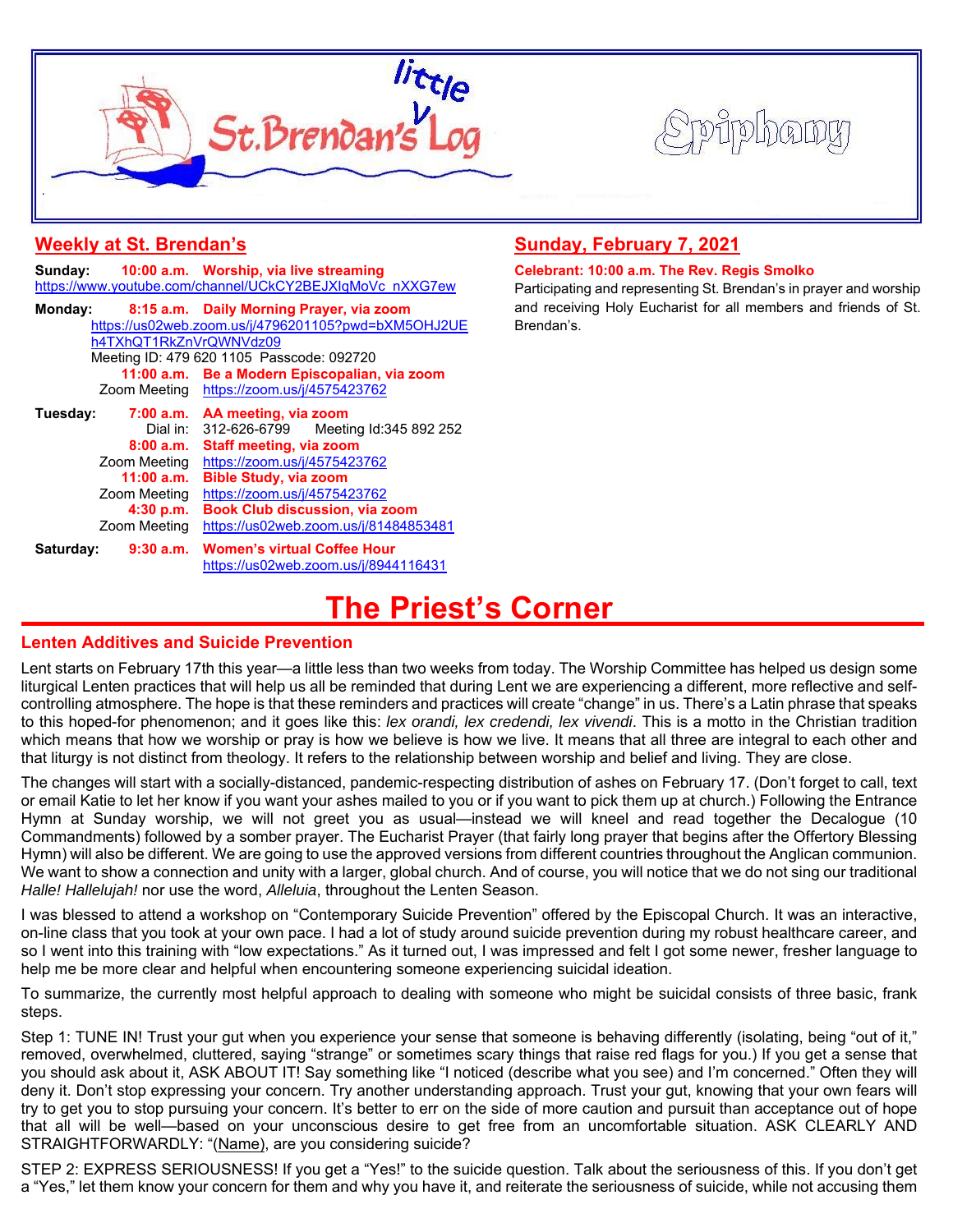# St. Brendan's little Log

Epiphany

## Weekly at St. Brendan's

**Sunday:** **10:00 a.m. Worship, via live streaming**
https://www.youtube.com/channel/UCkCY2BEJXIqMoVc_nXXG7ew

**Monday:** **8:15 a.m. Daily Morning Prayer, via zoom**
https://us02web.zoom.us/j/4796201105?pwd=bXM5OHJ2UEh4TXhQT1RkZnVrQWNVdz09
Meeting ID: 479 620 1105 Passcode: 092720
**11:00 a.m. Be a Modern Episcopalian, via zoom**
Zoom Meeting https://zoom.us/j/4575423762

**Tuesday:** **7:00 a.m. AA meeting, via zoom**
Dial in: 312-626-6799 Meeting Id:345 892 252
**8:00 a.m. Staff meeting, via zoom**
Zoom Meeting https://zoom.us/j/4575423762
**11:00 a.m. Bible Study, via zoom**
Zoom Meeting https://zoom.us/j/4575423762
**4:30 p.m. Book Club discussion, via zoom**
Zoom Meeting https://us02web.zoom.us/j/81484853481

**Saturday:** **9:30 a.m. Women's virtual Coffee Hour**
https://us02web.zoom.us/j/8944116431

## Sunday, February 7, 2021

**Celebrant: 10:00 a.m. The Rev. Regis Smolko**

Participating and representing St. Brendan's in prayer and worship and receiving Holy Eucharist for all members and friends of St. Brendan's.

# The Priest's Corner

### Lenten Additives and Suicide Prevention

Lent starts on February 17th this year—a little less than two weeks from today. The Worship Committee has helped us design some liturgical Lenten practices that will help us all be reminded that during Lent we are experiencing a different, more reflective and self-controlling atmosphere. The hope is that these reminders and practices will create "change" in us. There's a Latin phrase that speaks to this hoped-for phenomenon; and it goes like this: *lex orandi, lex credendi, lex vivendi*. This is a motto in the Christian tradition which means that how we worship or pray is how we believe is how we live. It means that all three are integral to each other and that liturgy is not distinct from theology. It refers to the relationship between worship and belief and living. They are close.

The changes will start with a socially-distanced, pandemic-respecting distribution of ashes on February 17. (Don't forget to call, text or email Katie to let her know if you want your ashes mailed to you or if you want to pick them up at church.) Following the Entrance Hymn at Sunday worship, we will not greet you as usual—instead we will kneel and read together the Decalogue (10 Commandments) followed by a somber prayer. The Eucharist Prayer (that fairly long prayer that begins after the Offertory Blessing Hymn) will also be different. We are going to use the approved versions from different countries throughout the Anglican communion. We want to show a connection and unity with a larger, global church. And of course, you will notice that we do not sing our traditional *Halle! Hallelujah!* nor use the word, *Alleluia*, throughout the Lenten Season.

I was blessed to attend a workshop on "Contemporary Suicide Prevention" offered by the Episcopal Church. It was an interactive, on-line class that you took at your own pace. I had a lot of study around suicide prevention during my robust healthcare career, and so I went into this training with "low expectations." As it turned out, I was impressed and felt I got some newer, fresher language to help me be more clear and helpful when encountering someone experiencing suicidal ideation.

To summarize, the currently most helpful approach to dealing with someone who might be suicidal consists of three basic, frank steps.

Step 1: TUNE IN! Trust your gut when you experience your sense that someone is behaving differently (isolating, being "out of it," removed, overwhelmed, cluttered, saying "strange" or sometimes scary things that raise red flags for you.) If you get a sense that you should ask about it, ASK ABOUT IT! Say something like "I noticed (describe what you see) and I'm concerned." Often they will deny it. Don't stop expressing your concern. Try another understanding approach. Trust your gut, knowing that your own fears will try to get you to stop pursuing your concern. It's better to err on the side of more caution and pursuit than acceptance out of hope that all will be well—based on your unconscious desire to get free from an uncomfortable situation. ASK CLEARLY AND STRAIGHTFORWARDLY: "(Name), are you considering suicide?

STEP 2: EXPRESS SERIOUSNESS! If you get a "Yes!" to the suicide question. Talk about the seriousness of this. If you don't get a "Yes," let them know your concern for them and why you have it, and reiterate the seriousness of suicide, while not accusing them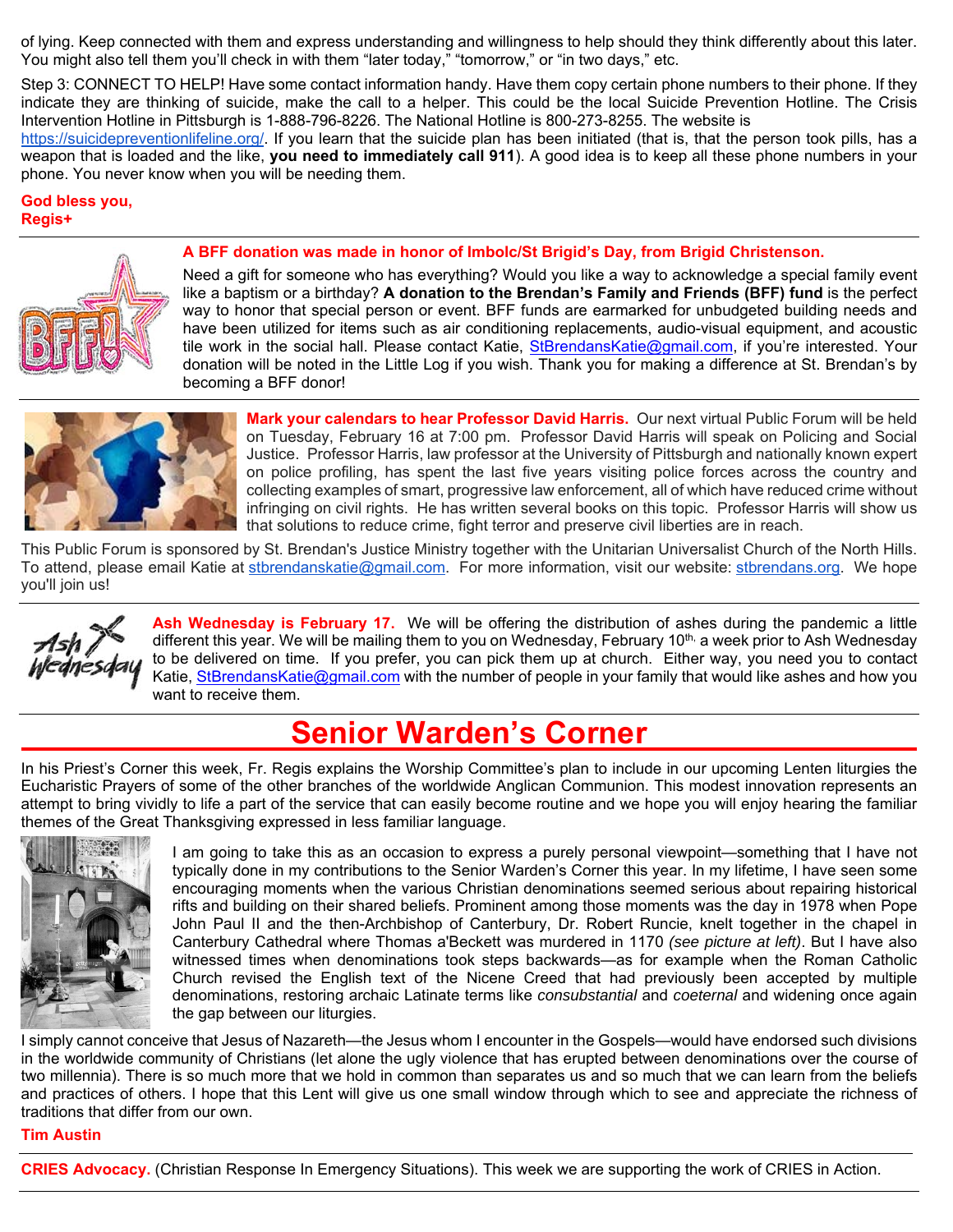of lying. Keep connected with them and express understanding and willingness to help should they think differently about this later. You might also tell them you'll check in with them "later today," "tomorrow," or "in two days," etc.

Step 3: CONNECT TO HELP! Have some contact information handy. Have them copy certain phone numbers to their phone. If they indicate they are thinking of suicide, make the call to a helper. This could be the local Suicide Prevention Hotline. The Crisis Intervention Hotline in Pittsburgh is 1-888-796-8226. The National Hotline is 800-273-8255. The website is https://suicidepreventionlifeline.org/. If you learn that the suicide plan has been initiated (that is, that the person took pills, has a weapon that is loaded and the like, **you need to immediately call 911**). A good idea is to keep all these phone numbers in your phone. You never know when you will be needing them.

**God bless you,**
**Regis+**

---

**A BFF donation was made in honor of Imbolc/St Brigid's Day, from Brigid Christenson.**

Need a gift for someone who has everything? Would you like a way to acknowledge a special family event like a baptism or a birthday? **A donation to the Brendan's Family and Friends (BFF) fund** is the perfect way to honor that special person or event. BFF funds are earmarked for unbudgeted building needs and have been utilized for items such as air conditioning replacements, audio-visual equipment, and acoustic tile work in the social hall. Please contact Katie, StBrendansKatie@gmail.com, if you're interested. Your donation will be noted in the Little Log if you wish. Thank you for making a difference at St. Brendan's by becoming a BFF donor!

---

**Mark your calendars to hear Professor David Harris.** Our next virtual Public Forum will be held on Tuesday, February 16 at 7:00 pm. Professor David Harris will speak on Policing and Social Justice. Professor Harris, law professor at the University of Pittsburgh and nationally known expert on police profiling, has spent the last five years visiting police forces across the country and collecting examples of smart, progressive law enforcement, all of which have reduced crime without infringing on civil rights. He has written several books on this topic. Professor Harris will show us that solutions to reduce crime, fight terror and preserve civil liberties are in reach.

This Public Forum is sponsored by St. Brendan's Justice Ministry together with the Unitarian Universalist Church of the North Hills. To attend, please email Katie at stbrendanskatie@gmail.com. For more information, visit our website: stbrendans.org. We hope you'll join us!

---

**Ash Wednesday is February 17.** We will be offering the distribution of ashes during the pandemic a little different this year. We will be mailing them to you on Wednesday, February 10th, a week prior to Ash Wednesday to be delivered on time. If you prefer, you can pick them up at church. Either way, you need you to contact Katie, StBrendansKatie@gmail.com with the number of people in your family that would like ashes and how you want to receive them.

---

# Senior Warden's Corner

In his Priest's Corner this week, Fr. Regis explains the Worship Committee's plan to include in our upcoming Lenten liturgies the Eucharistic Prayers of some of the other branches of the worldwide Anglican Communion. This modest innovation represents an attempt to bring vividly to life a part of the service that can easily become routine and we hope you will enjoy hearing the familiar themes of the Great Thanksgiving expressed in less familiar language.

I am going to take this as an occasion to express a purely personal viewpoint—something that I have not typically done in my contributions to the Senior Warden's Corner this year. In my lifetime, I have seen some encouraging moments when the various Christian denominations seemed serious about repairing historical rifts and building on their shared beliefs. Prominent among those moments was the day in 1978 when Pope John Paul II and the then-Archbishop of Canterbury, Dr. Robert Runcie, knelt together in the chapel in Canterbury Cathedral where Thomas a'Beckett was murdered in 1170 *(see picture at left)*. But I have also witnessed times when denominations took steps backwards—as for example when the Roman Catholic Church revised the English text of the Nicene Creed that had previously been accepted by multiple denominations, restoring archaic Latinate terms like *consubstantial* and *coeternal* and widening once again the gap between our liturgies.

I simply cannot conceive that Jesus of Nazareth—the Jesus whom I encounter in the Gospels—would have endorsed such divisions in the worldwide community of Christians (let alone the ugly violence that has erupted between denominations over the course of two millennia). There is so much more that we hold in common than separates us and so much that we can learn from the beliefs and practices of others. I hope that this Lent will give us one small window through which to see and appreciate the richness of traditions that differ from our own.

**Tim Austin**

---

**CRIES Advocacy.** (Christian Response In Emergency Situations). This week we are supporting the work of CRIES in Action.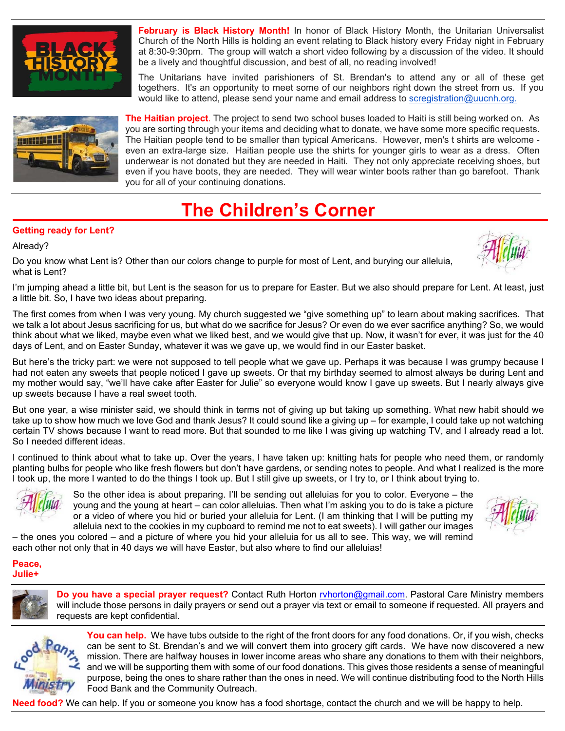**February is Black History Month!** In honor of Black History Month, the Unitarian Universalist Church of the North Hills is holding an event relating to Black history every Friday night in February at 8:30-9:30pm. The group will watch a short video following by a discussion of the video. It should be a lively and thoughtful discussion, and best of all, no reading involved!

The Unitarians have invited parishioners of St. Brendan's to attend any or all of these get togethers. It's an opportunity to meet some of our neighbors right down the street from us. If you would like to attend, please send your name and email address to scregistration@uucnh.org.

**The Haitian project**. The project to send two school buses loaded to Haiti is still being worked on. As you are sorting through your items and deciding what to donate, we have some more specific requests. The Haitian people tend to be smaller than typical Americans. However, men's t shirts are welcome - even an extra-large size. Haitian people use the shirts for younger girls to wear as a dress. Often underwear is not donated but they are needed in Haiti. They not only appreciate receiving shoes, but even if you have boots, they are needed. They will wear winter boots rather than go barefoot. Thank you for all of your continuing donations.

# The Children's Corner

**Getting ready for Lent?**

Already?

Do you know what Lent is? Other than our colors change to purple for most of Lent, and burying our alleluia, what is Lent?

I'm jumping ahead a little bit, but Lent is the season for us to prepare for Easter. But we also should prepare for Lent. At least, just a little bit. So, I have two ideas about preparing.

The first comes from when I was very young. My church suggested we "give something up" to learn about making sacrifices. That we talk a lot about Jesus sacrificing for us, but what do we sacrifice for Jesus? Or even do we ever sacrifice anything? So, we would think about what we liked, maybe even what we liked best, and we would give that up. Now, it wasn't for ever, it was just for the 40 days of Lent, and on Easter Sunday, whatever it was we gave up, we would find in our Easter basket.

But here's the tricky part: we were not supposed to tell people what we gave up. Perhaps it was because I was grumpy because I had not eaten any sweets that people noticed I gave up sweets. Or that my birthday seemed to almost always be during Lent and my mother would say, "we'll have cake after Easter for Julie" so everyone would know I gave up sweets. But I nearly always give up sweets because I have a real sweet tooth.

But one year, a wise minister said, we should think in terms not of giving up but taking up something. What new habit should we take up to show how much we love God and thank Jesus? It could sound like a giving up – for example, I could take up not watching certain TV shows because I want to read more. But that sounded to me like I was giving up watching TV, and I already read a lot. So I needed different ideas.

I continued to think about what to take up. Over the years, I have taken up: knitting hats for people who need them, or randomly planting bulbs for people who like fresh flowers but don't have gardens, or sending notes to people. And what I realized is the more I took up, the more I wanted to do the things I took up. But I still give up sweets, or I try to, or I think about trying to.

So the other idea is about preparing. I'll be sending out alleluias for you to color. Everyone – the young and the young at heart – can color alleluias. Then what I'm asking you to do is take a picture or a video of where you hid or buried your alleluia for Lent. (I am thinking that I will be putting my alleluia next to the cookies in my cupboard to remind me not to eat sweets). I will gather our images – the ones you colored – and a picture of where you hid your alleluia for us all to see. This way, we will remind each other not only that in 40 days we will have Easter, but also where to find our alleluias!

**Peace,**
**Julie+**

**Do you have a special prayer request?** Contact Ruth Horton rvhorton@gmail.com. Pastoral Care Ministry members will include those persons in daily prayers or send out a prayer via text or email to someone if requested. All prayers and requests are kept confidential.

**You can help.** We have tubs outside to the right of the front doors for any food donations. Or, if you wish, checks can be sent to St. Brendan's and we will convert them into grocery gift cards. We have now discovered a new mission. There are halfway houses in lower income areas who share any donations to them with their neighbors, and we will be supporting them with some of our food donations. This gives those residents a sense of meaningful purpose, being the ones to share rather than the ones in need. We will continue distributing food to the North Hills Food Bank and the Community Outreach.

**Need food?** We can help. If you or someone you know has a food shortage, contact the church and we will be happy to help.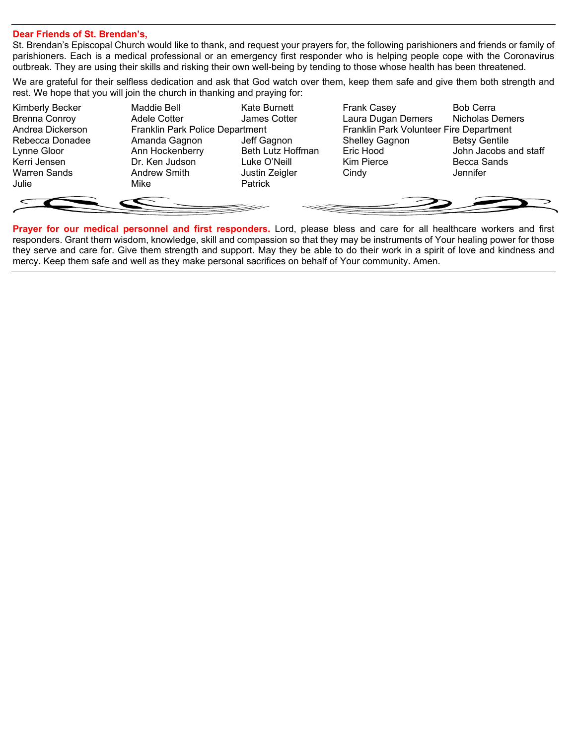**Dear Friends of St. Brendan's,**

St. Brendan's Episcopal Church would like to thank, and request your prayers for, the following parishioners and friends or family of parishioners. Each is a medical professional or an emergency first responder who is helping people cope with the Coronavirus outbreak. They are using their skills and risking their own well-being by tending to those whose health has been threatened.

We are grateful for their selfless dedication and ask that God watch over them, keep them safe and give them both strength and rest. We hope that you will join the church in thanking and praying for:

Kimberly Becker
Maddie Bell
Kate Burnett
Frank Casey
Bob Cerra
Brenna Conroy
Adele Cotter
James Cotter
Laura Dugan Demers
Nicholas Demers
Andrea Dickerson
Franklin Park Police Department
Franklin Park Volunteer Fire Department
Rebecca Donadee
Amanda Gagnon
Jeff Gagnon
Shelley Gagnon
Betsy Gentile
Lynne Gloor
Ann Hockenberry
Beth Lutz Hoffman
Eric Hood
John Jacobs and staff
Kerri Jensen
Dr. Ken Judson
Luke O'Neill
Kim Pierce
Becca Sands
Warren Sands
Andrew Smith
Justin Zeigler
Cindy
Jennifer
Julie
Mike
Patrick

**Prayer for our medical personnel and first responders.** Lord, please bless and care for all healthcare workers and first responders. Grant them wisdom, knowledge, skill and compassion so that they may be instruments of Your healing power for those they serve and care for. Give them strength and support. May they be able to do their work in a spirit of love and kindness and mercy. Keep them safe and well as they make personal sacrifices on behalf of Your community. Amen.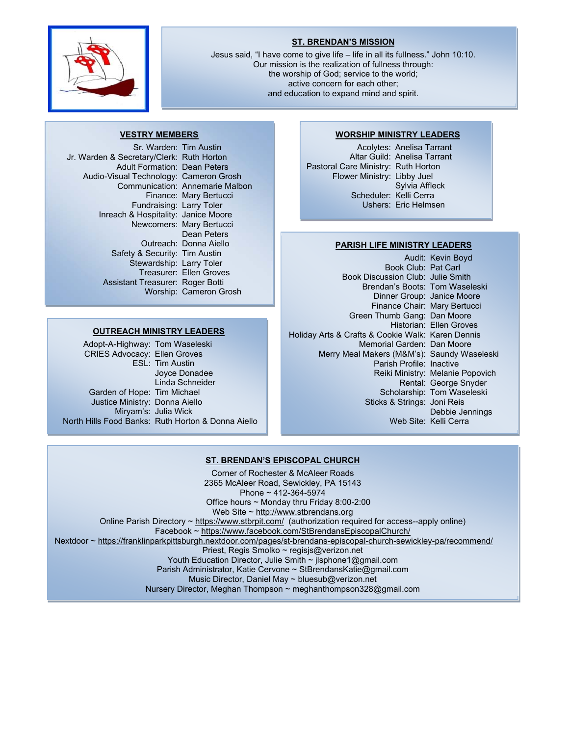## ST. BRENDAN'S MISSION

Jesus said, "I have come to give life – life in all its fullness." John 10:10.
Our mission is the realization of fullness through:
the worship of God; service to the world;
active concern for each other;
and education to expand mind and spirit.

## VESTRY MEMBERS

| | |
|---|---|
| Sr. Warden: | Tim Austin |
| Jr. Warden & Secretary/Clerk: | Ruth Horton |
| Adult Formation: | Dean Peters |
| Audio-Visual Technology: | Cameron Grosh |
| Communication: | Annemarie Malbon |
| Finance: | Mary Bertucci |
| Fundraising: | Larry Toler |
| Inreach & Hospitality: | Janice Moore |
| Newcomers: | Mary Bertucci |
| | Dean Peters |
| Outreach: | Donna Aiello |
| Safety & Security: | Tim Austin |
| Stewardship: | Larry Toler |
| Treasurer: | Ellen Groves |
| Assistant Treasurer: | Roger Botti |
| Worship: | Cameron Grosh |

## OUTREACH MINISTRY LEADERS

| | |
|---|---|
| Adopt-A-Highway: | Tom Waseleski |
| CRIES Advocacy: | Ellen Groves |
| ESL: | Tim Austin |
| | Joyce Donadee |
| | Linda Schneider |
| Garden of Hope: | Tim Michael |
| Justice Ministry: | Donna Aiello |
| Miryam's: | Julia Wick |
| North Hills Food Banks: | Ruth Horton & Donna Aiello |

## WORSHIP MINISTRY LEADERS

| | |
|---|---|
| Acolytes: | Anelisa Tarrant |
| Altar Guild: | Anelisa Tarrant |
| Pastoral Care Ministry: | Ruth Horton |
| Flower Ministry: | Libby Juel |
| | Sylvia Affleck |
| Scheduler: | Kelli Cerra |
| Ushers: | Eric Helmsen |

## PARISH LIFE MINISTRY LEADERS

| | |
|---|---|
| Audit: | Kevin Boyd |
| Book Club: | Pat Carl |
| Book Discussion Club: | Julie Smith |
| Brendan's Boots: | Tom Waseleski |
| Dinner Group: | Janice Moore |
| Finance Chair: | Mary Bertucci |
| Green Thumb Gang: | Dan Moore |
| Historian: | Ellen Groves |
| Holiday Arts & Crafts & Cookie Walk: | Karen Dennis |
| Memorial Garden: | Dan Moore |
| Merry Meal Makers (M&M's): | Saundy Waseleski |
| Parish Profile: | Inactive |
| Reiki Ministry: | Melanie Popovich |
| Rental: | George Snyder |
| Scholarship: | Tom Waseleski |
| Sticks & Strings: | Joni Reis |
| | Debbie Jennings |
| Web Site: | Kelli Cerra |

## ST. BRENDAN'S EPISCOPAL CHURCH

Corner of Rochester & McAleer Roads
2365 McAleer Road, Sewickley, PA 15143
Phone ~ 412-364-5974
Office hours ~ Monday thru Friday 8:00-2:00
Web Site ~ http://www.stbrendans.org
Online Parish Directory ~ https://www.stbrpit.com/ (authorization required for access--apply online)
Facebook ~ https://www.facebook.com/StBrendansEpiscopalChurch/
Nextdoor ~ https://franklinparkpittsburgh.nextdoor.com/pages/st-brendans-episcopal-church-sewickley-pa/recommend/
Priest, Regis Smolko ~ regisjs@verizon.net
Youth Education Director, Julie Smith ~ jlsphone1@gmail.com
Parish Administrator, Katie Cervone ~ StBrendansKatie@gmail.com
Music Director, Daniel May ~ bluesub@verizon.net
Nursery Director, Meghan Thompson ~ meghanthompson328@gmail.com